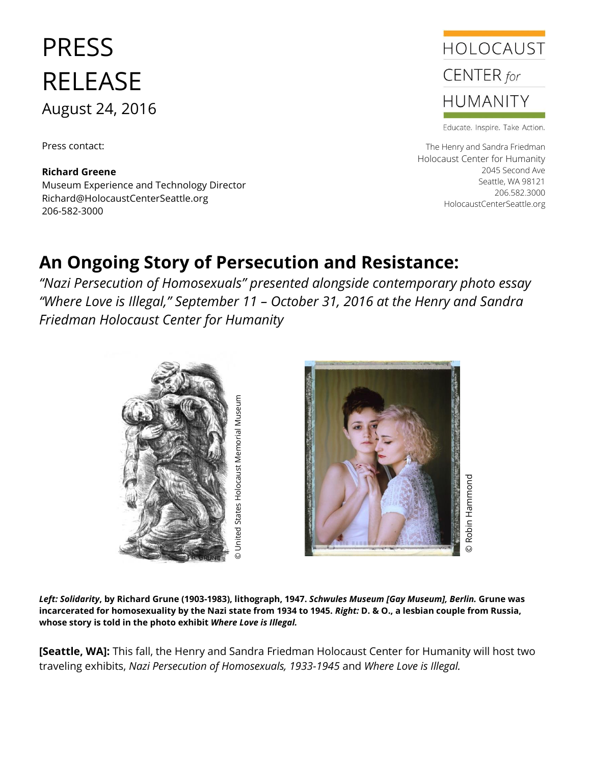# PRESS RELEASE

August 24, 2016

Press contact:

**Richard Greene**
Museum Experience and Technology Director
Richard@HolocaustCenterSeattle.org
206-582-3000

HOLOCAUST CENTER *for* HUMANITY

Educate. Inspire. Take Action.

The Henry and Sandra Friedman
Holocaust Center for Humanity
2045 Second Ave
Seattle, WA 98121
206.582.3000
HolocaustCenterSeattle.org

## An Ongoing Story of Persecution and Resistance:

*"Nazi Persecution of Homosexuals" presented alongside contemporary photo essay "Where Love is Illegal," September 11 – October 31, 2016 at the Henry and Sandra Friedman Holocaust Center for Humanity*

© United States Holocaust Memorial Museum

© Robin Hammond

***Left: Solidarity*, by Richard Grune (1903-1983), lithograph, 1947. *Schwules Museum [Gay Museum], Berlin.* Grune was incarcerated for homosexuality by the Nazi state from 1934 to 1945. *Right:* D. & O., a lesbian couple from Russia, whose story is told in the photo exhibit *Where Love is Illegal.***

**[Seattle, WA]:** This fall, the Henry and Sandra Friedman Holocaust Center for Humanity will host two traveling exhibits, *Nazi Persecution of Homosexuals, 1933-1945* and *Where Love is Illegal.*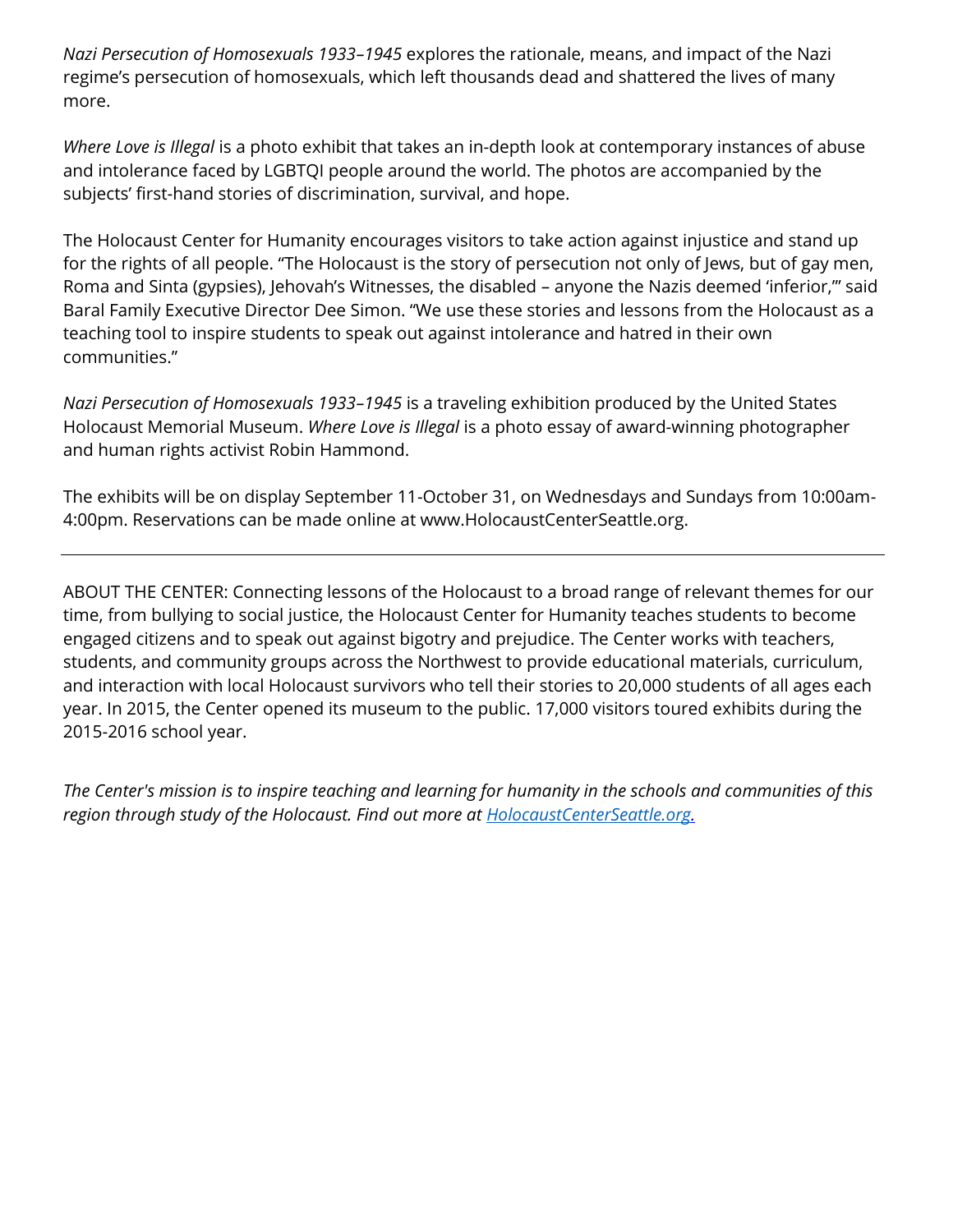*Nazi Persecution of Homosexuals 1933–1945* explores the rationale, means, and impact of the Nazi regime's persecution of homosexuals, which left thousands dead and shattered the lives of many more.

*Where Love is Illegal* is a photo exhibit that takes an in-depth look at contemporary instances of abuse and intolerance faced by LGBTQI people around the world. The photos are accompanied by the subjects' first-hand stories of discrimination, survival, and hope.

The Holocaust Center for Humanity encourages visitors to take action against injustice and stand up for the rights of all people. "The Holocaust is the story of persecution not only of Jews, but of gay men, Roma and Sinta (gypsies), Jehovah's Witnesses, the disabled – anyone the Nazis deemed 'inferior,'" said Baral Family Executive Director Dee Simon. "We use these stories and lessons from the Holocaust as a teaching tool to inspire students to speak out against intolerance and hatred in their own communities."

*Nazi Persecution of Homosexuals 1933–1945* is a traveling exhibition produced by the United States Holocaust Memorial Museum. *Where Love is Illegal* is a photo essay of award-winning photographer and human rights activist Robin Hammond.

The exhibits will be on display September 11-October 31, on Wednesdays and Sundays from 10:00am-4:00pm. Reservations can be made online at www.HolocaustCenterSeattle.org.

---

ABOUT THE CENTER: Connecting lessons of the Holocaust to a broad range of relevant themes for our time, from bullying to social justice, the Holocaust Center for Humanity teaches students to become engaged citizens and to speak out against bigotry and prejudice. The Center works with teachers, students, and community groups across the Northwest to provide educational materials, curriculum, and interaction with local Holocaust survivors who tell their stories to 20,000 students of all ages each year. In 2015, the Center opened its museum to the public. 17,000 visitors toured exhibits during the 2015-2016 school year.

*The Center's mission is to inspire teaching and learning for humanity in the schools and communities of this region through study of the Holocaust. Find out more at [HolocaustCenterSeattle.org.](HolocaustCenterSeattle.org)*